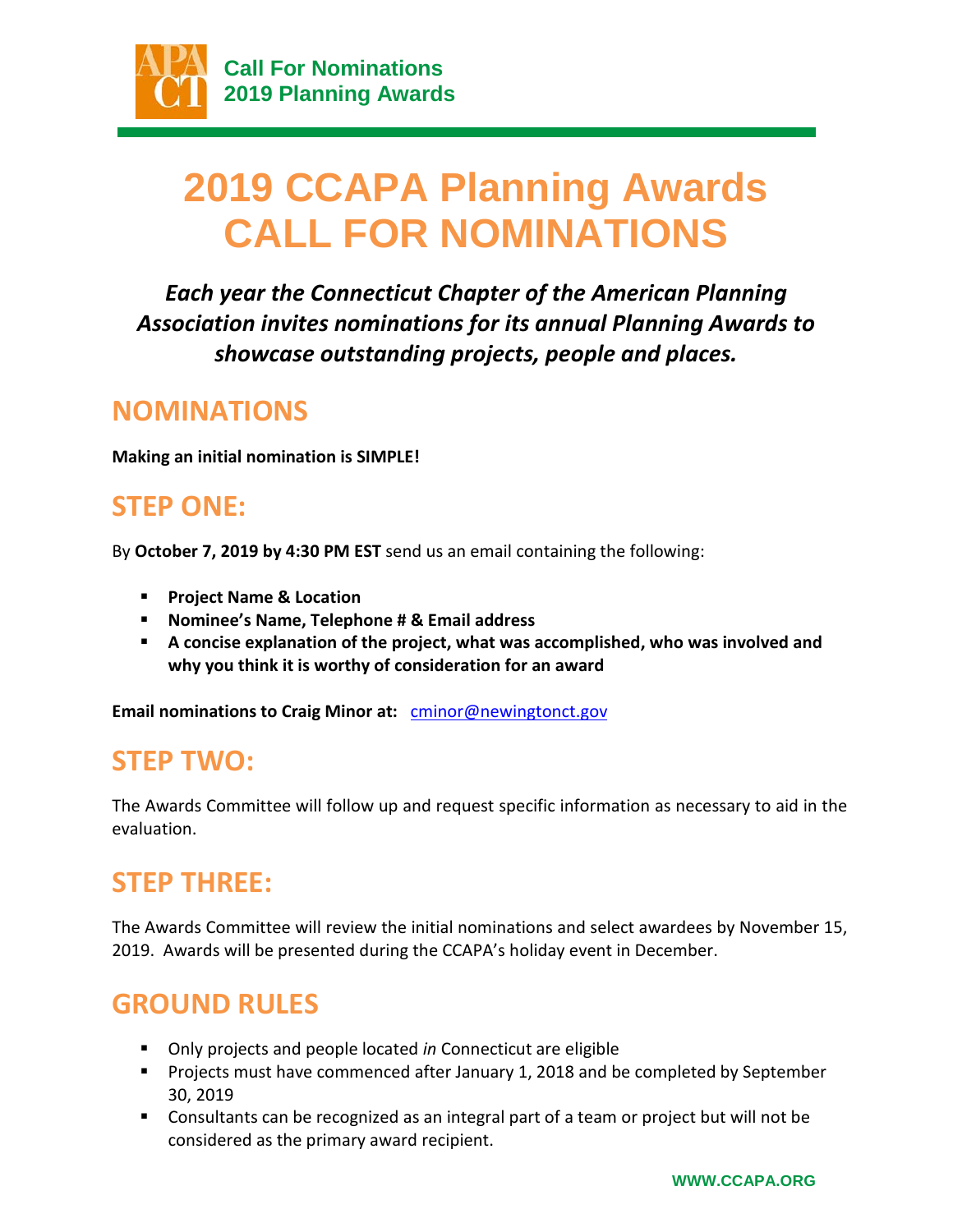**Call For Nominations**
**2019 Planning Awards**

# 2019 CCAPA Planning Awards CALL FOR NOMINATIONS

***Each year the Connecticut Chapter of the American Planning Association invites nominations for its annual Planning Awards to showcase outstanding projects, people and places.***

## NOMINATIONS

**Making an initial nomination is SIMPLE!**

## STEP ONE:

By **October 7, 2019 by 4:30 PM EST** send us an email containing the following:

- **Project Name & Location**
- **Nominee's Name, Telephone # & Email address**
- **A concise explanation of the project, what was accomplished, who was involved and why you think it is worthy of consideration for an award**

**Email nominations to Craig Minor at:** cminor@newingtonct.gov

## STEP TWO:

The Awards Committee will follow up and request specific information as necessary to aid in the evaluation.

## STEP THREE:

The Awards Committee will review the initial nominations and select awardees by November 15, 2019. Awards will be presented during the CCAPA's holiday event in December.

## GROUND RULES

- Only projects and people located *in* Connecticut are eligible
- Projects must have commenced after January 1, 2018 and be completed by September 30, 2019
- Consultants can be recognized as an integral part of a team or project but will not be considered as the primary award recipient.

WWW.CCAPA.ORG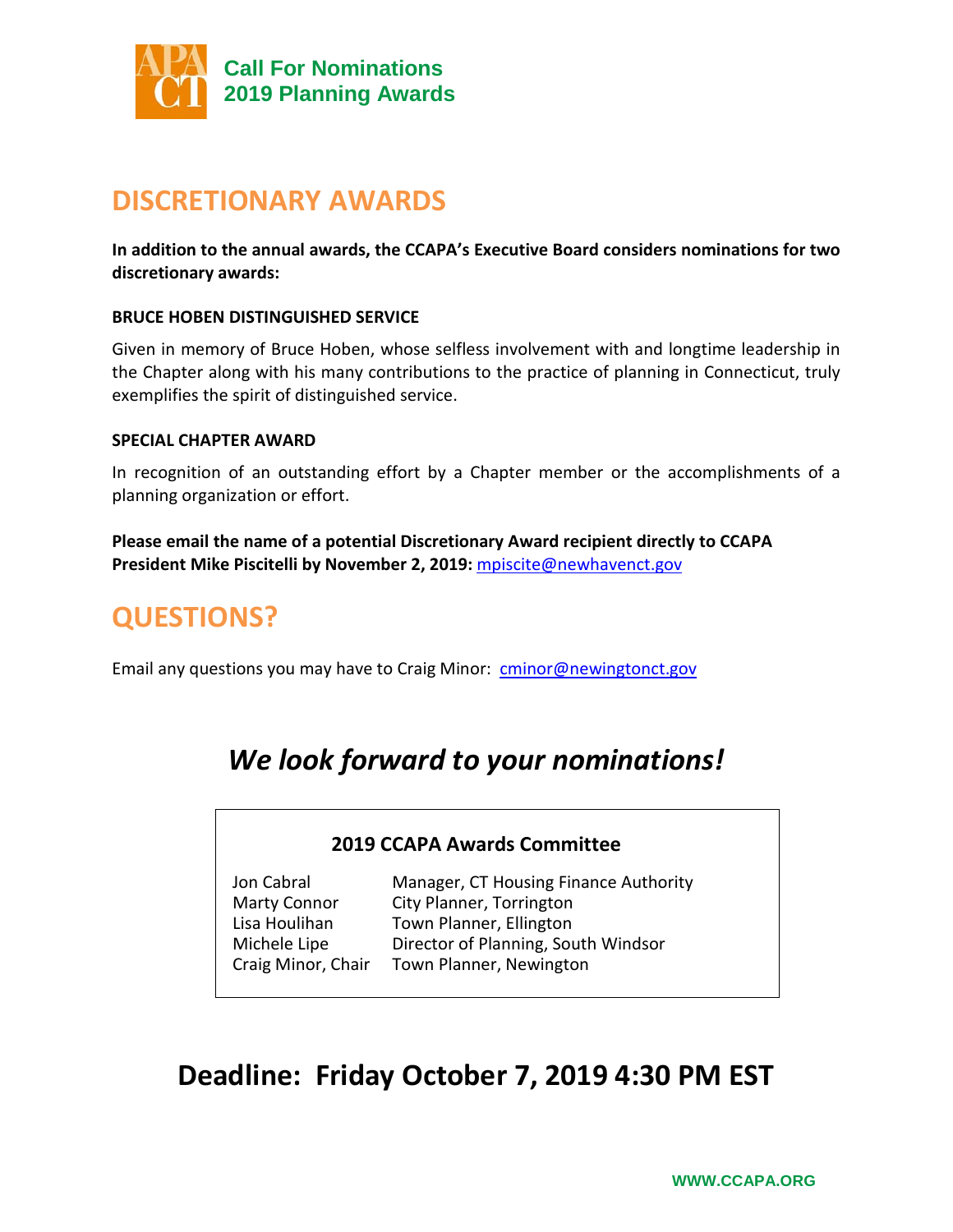**Call For Nominations**
**2019 Planning Awards**

## DISCRETIONARY AWARDS

**In addition to the annual awards, the CCAPA's Executive Board considers nominations for two discretionary awards:**

**BRUCE HOBEN DISTINGUISHED SERVICE**

Given in memory of Bruce Hoben, whose selfless involvement with and longtime leadership in the Chapter along with his many contributions to the practice of planning in Connecticut, truly exemplifies the spirit of distinguished service.

**SPECIAL CHAPTER AWARD**

In recognition of an outstanding effort by a Chapter member or the accomplishments of a planning organization or effort.

**Please email the name of a potential Discretionary Award recipient directly to CCAPA President Mike Piscitelli by November 2, 2019:** mpiscite@newhavenct.gov

## QUESTIONS?

Email any questions you may have to Craig Minor: cminor@newingtonct.gov

## *We look forward to your nominations!*

**2019 CCAPA Awards Committee**

| | |
|---|---|
| Jon Cabral | Manager, CT Housing Finance Authority |
| Marty Connor | City Planner, Torrington |
| Lisa Houlihan | Town Planner, Ellington |
| Michele Lipe | Director of Planning, South Windsor |
| Craig Minor, Chair | Town Planner, Newington |

## Deadline: Friday October 7, 2019 4:30 PM EST

WWW.CCAPA.ORG